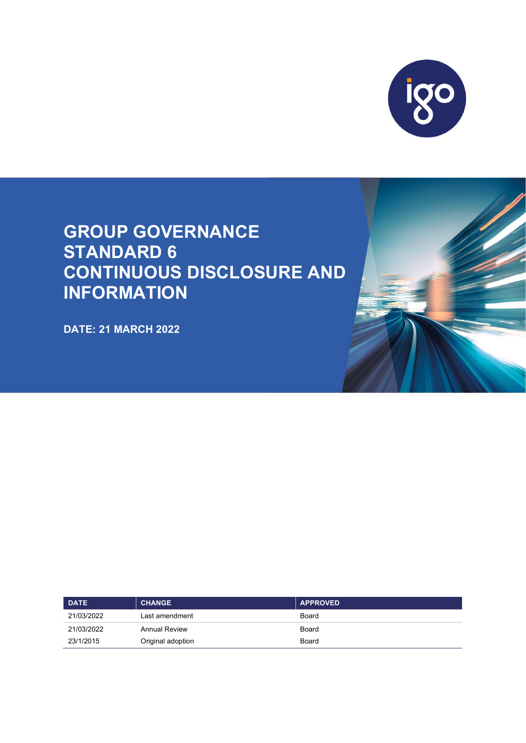# GROUP GOVERNANCE STANDARD 6 CONTINUOUS DISCLOSURE AND INFORMATION

**DATE: 21 MARCH 2022**

| DATE | CHANGE | APPROVED |
|---|---|---|
| 21/03/2022 | Last amendment | Board |
| 21/03/2022 | Annual Review | Board |
| 23/1/2015 | Original adoption | Board |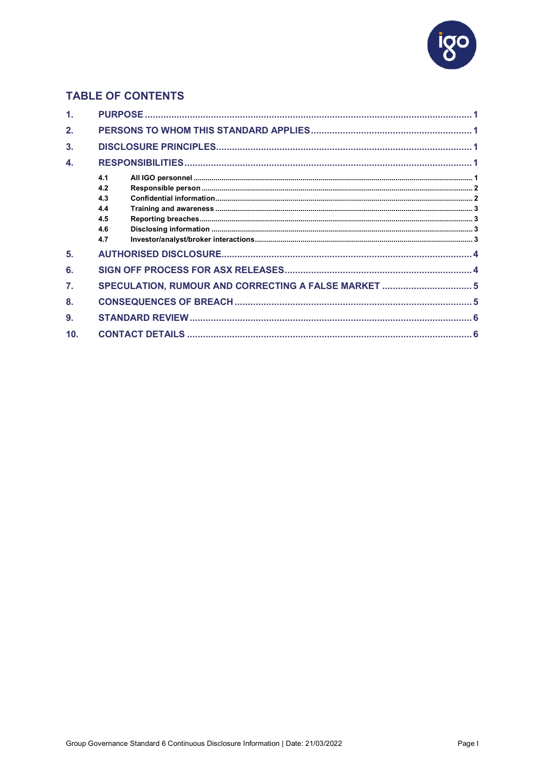## TABLE OF CONTENTS

1. PURPOSE ..... 1
2. PERSONS TO WHOM THIS STANDARD APPLIES ..... 1
3. DISCLOSURE PRINCIPLES ..... 1
4. RESPONSIBILITIES ..... 1
   - 4.1 All IGO personnel ..... 1
   - 4.2 Responsible person ..... 2
   - 4.3 Confidential information ..... 2
   - 4.4 Training and awareness ..... 3
   - 4.5 Reporting breaches ..... 3
   - 4.6 Disclosing information ..... 3
   - 4.7 Investor/analyst/broker interactions ..... 3
5. AUTHORISED DISCLOSURE ..... 4
6. SIGN OFF PROCESS FOR ASX RELEASES ..... 4
7. SPECULATION, RUMOUR AND CORRECTING A FALSE MARKET ..... 5
8. CONSEQUENCES OF BREACH ..... 5
9. STANDARD REVIEW ..... 6
10. CONTACT DETAILS ..... 6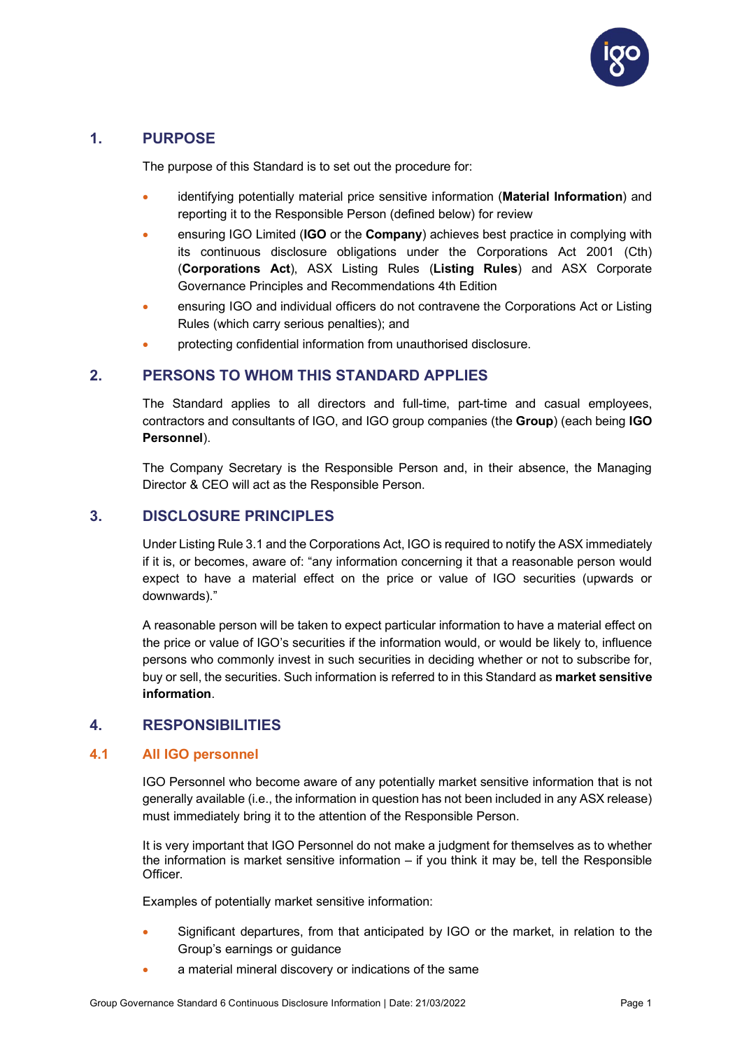## 1. PURPOSE

The purpose of this Standard is to set out the procedure for:

- identifying potentially material price sensitive information (**Material Information**) and reporting it to the Responsible Person (defined below) for review
- ensuring IGO Limited (**IGO** or the **Company**) achieves best practice in complying with its continuous disclosure obligations under the Corporations Act 2001 (Cth) (**Corporations Act**), ASX Listing Rules (**Listing Rules**) and ASX Corporate Governance Principles and Recommendations 4th Edition
- ensuring IGO and individual officers do not contravene the Corporations Act or Listing Rules (which carry serious penalties); and
- protecting confidential information from unauthorised disclosure.

## 2. PERSONS TO WHOM THIS STANDARD APPLIES

The Standard applies to all directors and full-time, part-time and casual employees, contractors and consultants of IGO, and IGO group companies (the **Group**) (each being **IGO Personnel**).

The Company Secretary is the Responsible Person and, in their absence, the Managing Director & CEO will act as the Responsible Person.

## 3. DISCLOSURE PRINCIPLES

Under Listing Rule 3.1 and the Corporations Act, IGO is required to notify the ASX immediately if it is, or becomes, aware of: "any information concerning it that a reasonable person would expect to have a material effect on the price or value of IGO securities (upwards or downwards)."

A reasonable person will be taken to expect particular information to have a material effect on the price or value of IGO's securities if the information would, or would be likely to, influence persons who commonly invest in such securities in deciding whether or not to subscribe for, buy or sell, the securities. Such information is referred to in this Standard as **market sensitive information**.

## 4. RESPONSIBILITIES

### 4.1 All IGO personnel

IGO Personnel who become aware of any potentially market sensitive information that is not generally available (i.e., the information in question has not been included in any ASX release) must immediately bring it to the attention of the Responsible Person.

It is very important that IGO Personnel do not make a judgment for themselves as to whether the information is market sensitive information – if you think it may be, tell the Responsible Officer.

Examples of potentially market sensitive information:

- Significant departures, from that anticipated by IGO or the market, in relation to the Group's earnings or guidance
- a material mineral discovery or indications of the same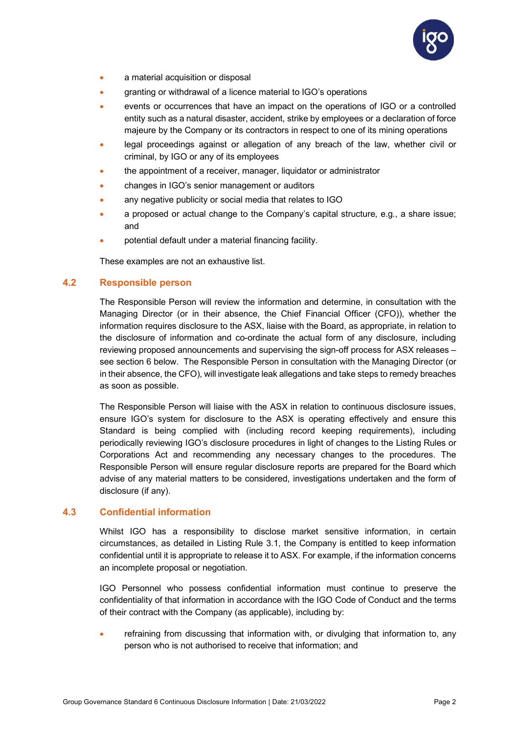- a material acquisition or disposal
- granting or withdrawal of a licence material to IGO's operations
- events or occurrences that have an impact on the operations of IGO or a controlled entity such as a natural disaster, accident, strike by employees or a declaration of force majeure by the Company or its contractors in respect to one of its mining operations
- legal proceedings against or allegation of any breach of the law, whether civil or criminal, by IGO or any of its employees
- the appointment of a receiver, manager, liquidator or administrator
- changes in IGO's senior management or auditors
- any negative publicity or social media that relates to IGO
- a proposed or actual change to the Company's capital structure, e.g., a share issue; and
- potential default under a material financing facility.

These examples are not an exhaustive list.

### 4.2 Responsible person

The Responsible Person will review the information and determine, in consultation with the Managing Director (or in their absence, the Chief Financial Officer (CFO)), whether the information requires disclosure to the ASX, liaise with the Board, as appropriate, in relation to the disclosure of information and co-ordinate the actual form of any disclosure, including reviewing proposed announcements and supervising the sign-off process for ASX releases – see section 6 below. The Responsible Person in consultation with the Managing Director (or in their absence, the CFO), will investigate leak allegations and take steps to remedy breaches as soon as possible.

The Responsible Person will liaise with the ASX in relation to continuous disclosure issues, ensure IGO's system for disclosure to the ASX is operating effectively and ensure this Standard is being complied with (including record keeping requirements), including periodically reviewing IGO's disclosure procedures in light of changes to the Listing Rules or Corporations Act and recommending any necessary changes to the procedures. The Responsible Person will ensure regular disclosure reports are prepared for the Board which advise of any material matters to be considered, investigations undertaken and the form of disclosure (if any).

### 4.3 Confidential information

Whilst IGO has a responsibility to disclose market sensitive information, in certain circumstances, as detailed in Listing Rule 3.1, the Company is entitled to keep information confidential until it is appropriate to release it to ASX. For example, if the information concerns an incomplete proposal or negotiation.

IGO Personnel who possess confidential information must continue to preserve the confidentiality of that information in accordance with the IGO Code of Conduct and the terms of their contract with the Company (as applicable), including by:

- refraining from discussing that information with, or divulging that information to, any person who is not authorised to receive that information; and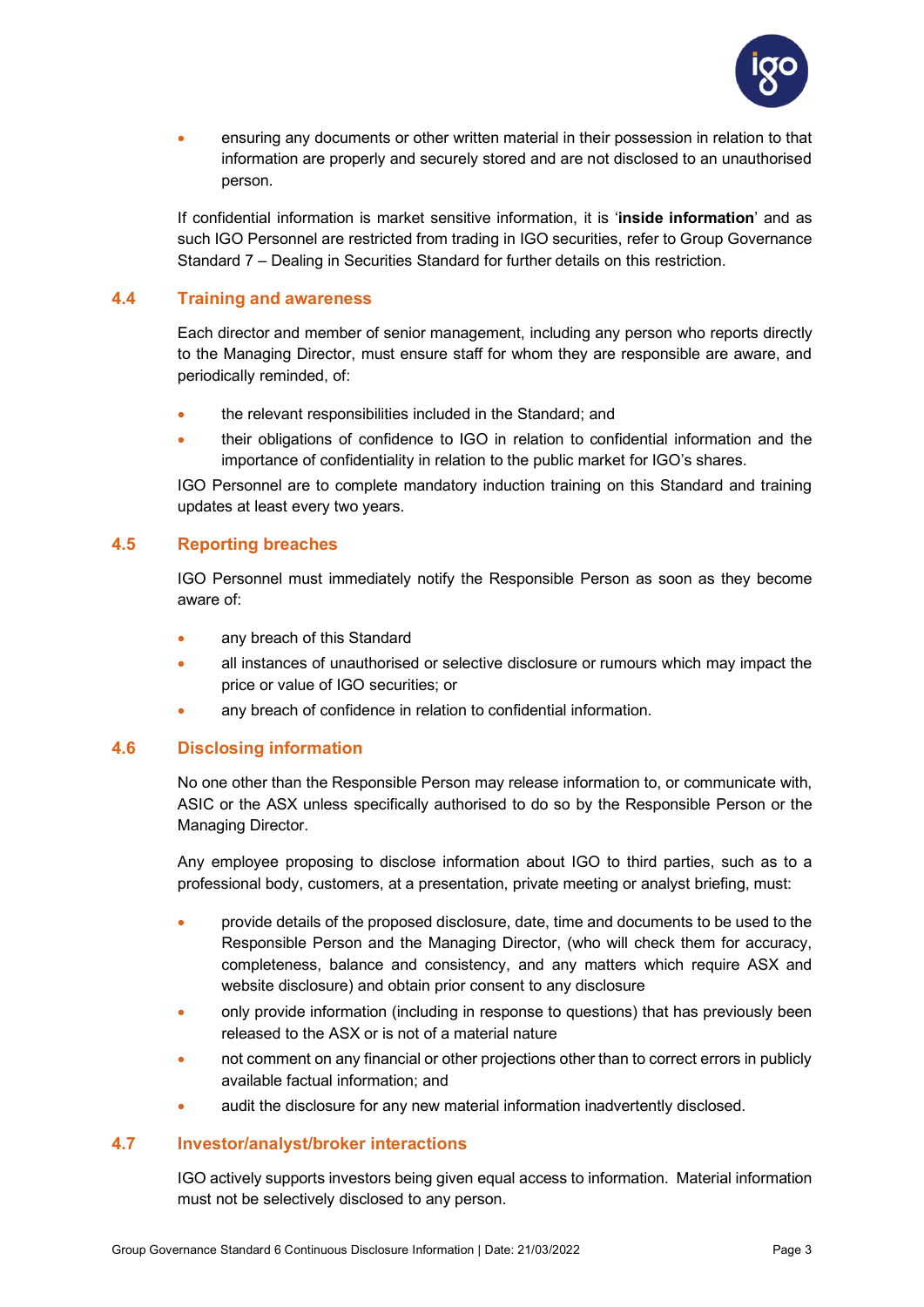- ensuring any documents or other written material in their possession in relation to that information are properly and securely stored and are not disclosed to an unauthorised person.

If confidential information is market sensitive information, it is '**inside information**' and as such IGO Personnel are restricted from trading in IGO securities, refer to Group Governance Standard 7 – Dealing in Securities Standard for further details on this restriction.

### 4.4 Training and awareness

Each director and member of senior management, including any person who reports directly to the Managing Director, must ensure staff for whom they are responsible are aware, and periodically reminded, of:

- the relevant responsibilities included in the Standard; and
- their obligations of confidence to IGO in relation to confidential information and the importance of confidentiality in relation to the public market for IGO's shares.

IGO Personnel are to complete mandatory induction training on this Standard and training updates at least every two years.

### 4.5 Reporting breaches

IGO Personnel must immediately notify the Responsible Person as soon as they become aware of:

- any breach of this Standard
- all instances of unauthorised or selective disclosure or rumours which may impact the price or value of IGO securities; or
- any breach of confidence in relation to confidential information.

### 4.6 Disclosing information

No one other than the Responsible Person may release information to, or communicate with, ASIC or the ASX unless specifically authorised to do so by the Responsible Person or the Managing Director.

Any employee proposing to disclose information about IGO to third parties, such as to a professional body, customers, at a presentation, private meeting or analyst briefing, must:

- provide details of the proposed disclosure, date, time and documents to be used to the Responsible Person and the Managing Director, (who will check them for accuracy, completeness, balance and consistency, and any matters which require ASX and website disclosure) and obtain prior consent to any disclosure
- only provide information (including in response to questions) that has previously been released to the ASX or is not of a material nature
- not comment on any financial or other projections other than to correct errors in publicly available factual information; and
- audit the disclosure for any new material information inadvertently disclosed.

### 4.7 Investor/analyst/broker interactions

IGO actively supports investors being given equal access to information. Material information must not be selectively disclosed to any person.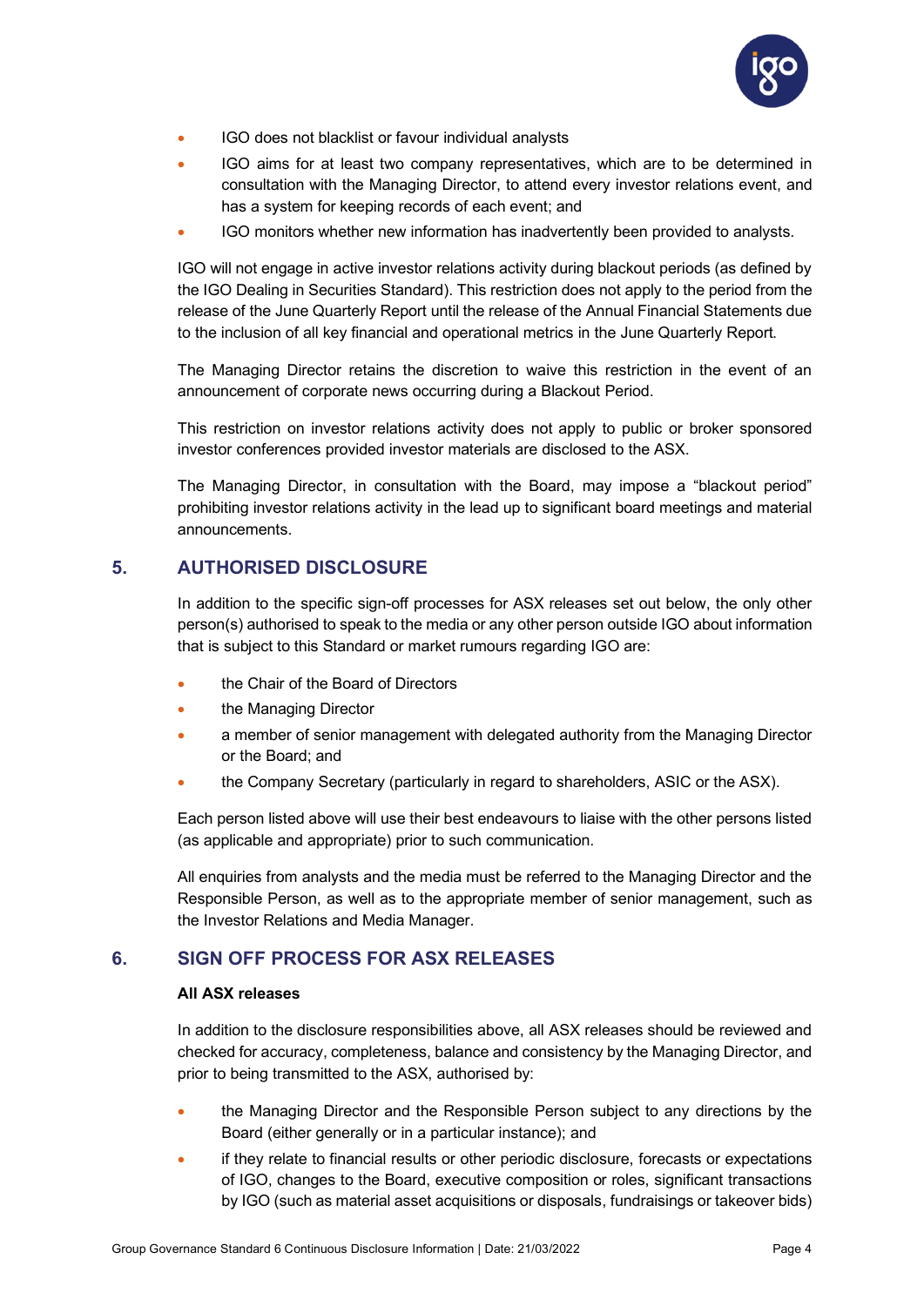- IGO does not blacklist or favour individual analysts
- IGO aims for at least two company representatives, which are to be determined in consultation with the Managing Director, to attend every investor relations event, and has a system for keeping records of each event; and
- IGO monitors whether new information has inadvertently been provided to analysts.

IGO will not engage in active investor relations activity during blackout periods (as defined by the IGO Dealing in Securities Standard). This restriction does not apply to the period from the release of the June Quarterly Report until the release of the Annual Financial Statements due to the inclusion of all key financial and operational metrics in the June Quarterly Report.

The Managing Director retains the discretion to waive this restriction in the event of an announcement of corporate news occurring during a Blackout Period.

This restriction on investor relations activity does not apply to public or broker sponsored investor conferences provided investor materials are disclosed to the ASX.

The Managing Director, in consultation with the Board, may impose a “blackout period” prohibiting investor relations activity in the lead up to significant board meetings and material announcements.

## 5. AUTHORISED DISCLOSURE

In addition to the specific sign-off processes for ASX releases set out below, the only other person(s) authorised to speak to the media or any other person outside IGO about information that is subject to this Standard or market rumours regarding IGO are:

- the Chair of the Board of Directors
- the Managing Director
- a member of senior management with delegated authority from the Managing Director or the Board; and
- the Company Secretary (particularly in regard to shareholders, ASIC or the ASX).

Each person listed above will use their best endeavours to liaise with the other persons listed (as applicable and appropriate) prior to such communication.

All enquiries from analysts and the media must be referred to the Managing Director and the Responsible Person, as well as to the appropriate member of senior management, such as the Investor Relations and Media Manager.

## 6. SIGN OFF PROCESS FOR ASX RELEASES

**All ASX releases**

In addition to the disclosure responsibilities above, all ASX releases should be reviewed and checked for accuracy, completeness, balance and consistency by the Managing Director, and prior to being transmitted to the ASX, authorised by:

- the Managing Director and the Responsible Person subject to any directions by the Board (either generally or in a particular instance); and
- if they relate to financial results or other periodic disclosure, forecasts or expectations of IGO, changes to the Board, executive composition or roles, significant transactions by IGO (such as material asset acquisitions or disposals, fundraisings or takeover bids)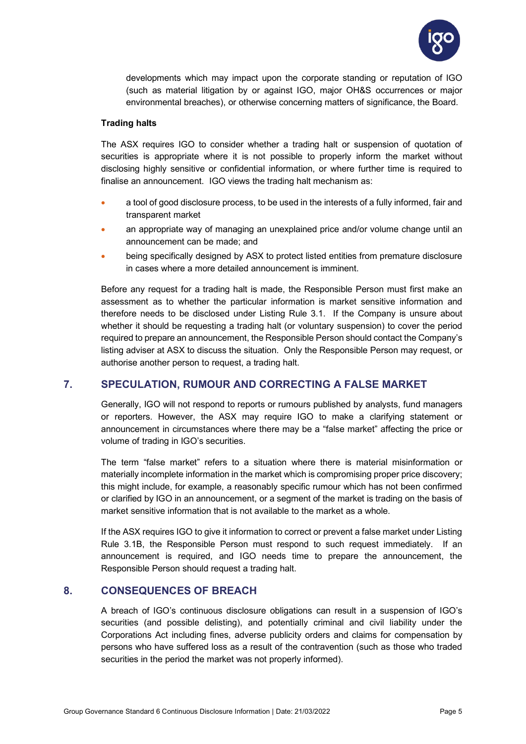developments which may impact upon the corporate standing or reputation of IGO (such as material litigation by or against IGO, major OH&S occurrences or major environmental breaches), or otherwise concerning matters of significance, the Board.

**Trading halts**

The ASX requires IGO to consider whether a trading halt or suspension of quotation of securities is appropriate where it is not possible to properly inform the market without disclosing highly sensitive or confidential information, or where further time is required to finalise an announcement. IGO views the trading halt mechanism as:

- a tool of good disclosure process, to be used in the interests of a fully informed, fair and transparent market
- an appropriate way of managing an unexplained price and/or volume change until an announcement can be made; and
- being specifically designed by ASX to protect listed entities from premature disclosure in cases where a more detailed announcement is imminent.

Before any request for a trading halt is made, the Responsible Person must first make an assessment as to whether the particular information is market sensitive information and therefore needs to be disclosed under Listing Rule 3.1. If the Company is unsure about whether it should be requesting a trading halt (or voluntary suspension) to cover the period required to prepare an announcement, the Responsible Person should contact the Company's listing adviser at ASX to discuss the situation. Only the Responsible Person may request, or authorise another person to request, a trading halt.

## 7. SPECULATION, RUMOUR AND CORRECTING A FALSE MARKET

Generally, IGO will not respond to reports or rumours published by analysts, fund managers or reporters. However, the ASX may require IGO to make a clarifying statement or announcement in circumstances where there may be a "false market" affecting the price or volume of trading in IGO's securities.

The term "false market" refers to a situation where there is material misinformation or materially incomplete information in the market which is compromising proper price discovery; this might include, for example, a reasonably specific rumour which has not been confirmed or clarified by IGO in an announcement, or a segment of the market is trading on the basis of market sensitive information that is not available to the market as a whole.

If the ASX requires IGO to give it information to correct or prevent a false market under Listing Rule 3.1B, the Responsible Person must respond to such request immediately. If an announcement is required, and IGO needs time to prepare the announcement, the Responsible Person should request a trading halt.

## 8. CONSEQUENCES OF BREACH

A breach of IGO's continuous disclosure obligations can result in a suspension of IGO's securities (and possible delisting), and potentially criminal and civil liability under the Corporations Act including fines, adverse publicity orders and claims for compensation by persons who have suffered loss as a result of the contravention (such as those who traded securities in the period the market was not properly informed).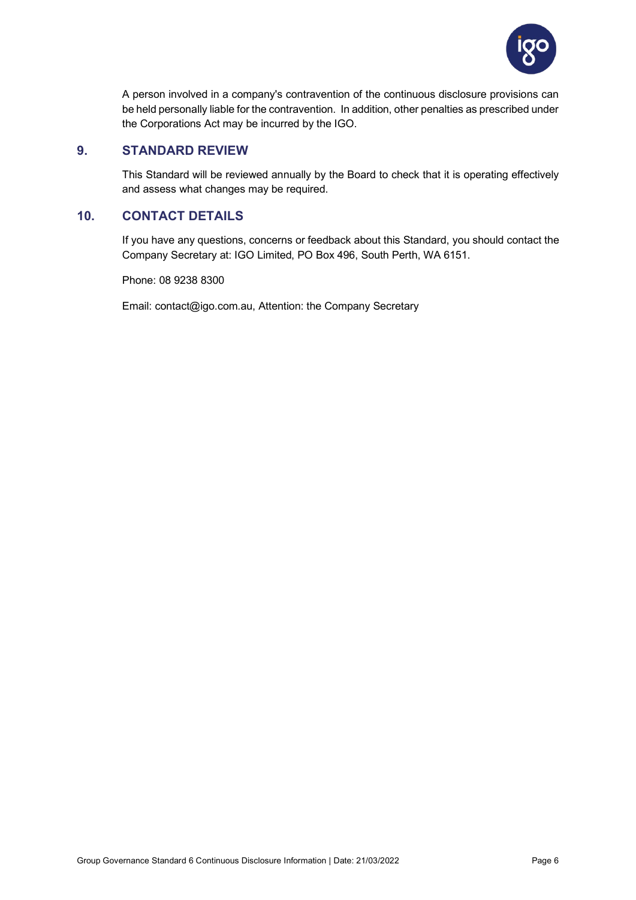A person involved in a company's contravention of the continuous disclosure provisions can be held personally liable for the contravention. In addition, other penalties as prescribed under the Corporations Act may be incurred by the IGO.

## 9. STANDARD REVIEW

This Standard will be reviewed annually by the Board to check that it is operating effectively and assess what changes may be required.

## 10. CONTACT DETAILS

If you have any questions, concerns or feedback about this Standard, you should contact the Company Secretary at: IGO Limited, PO Box 496, South Perth, WA 6151.

Phone: 08 9238 8300

Email: contact@igo.com.au, Attention: the Company Secretary